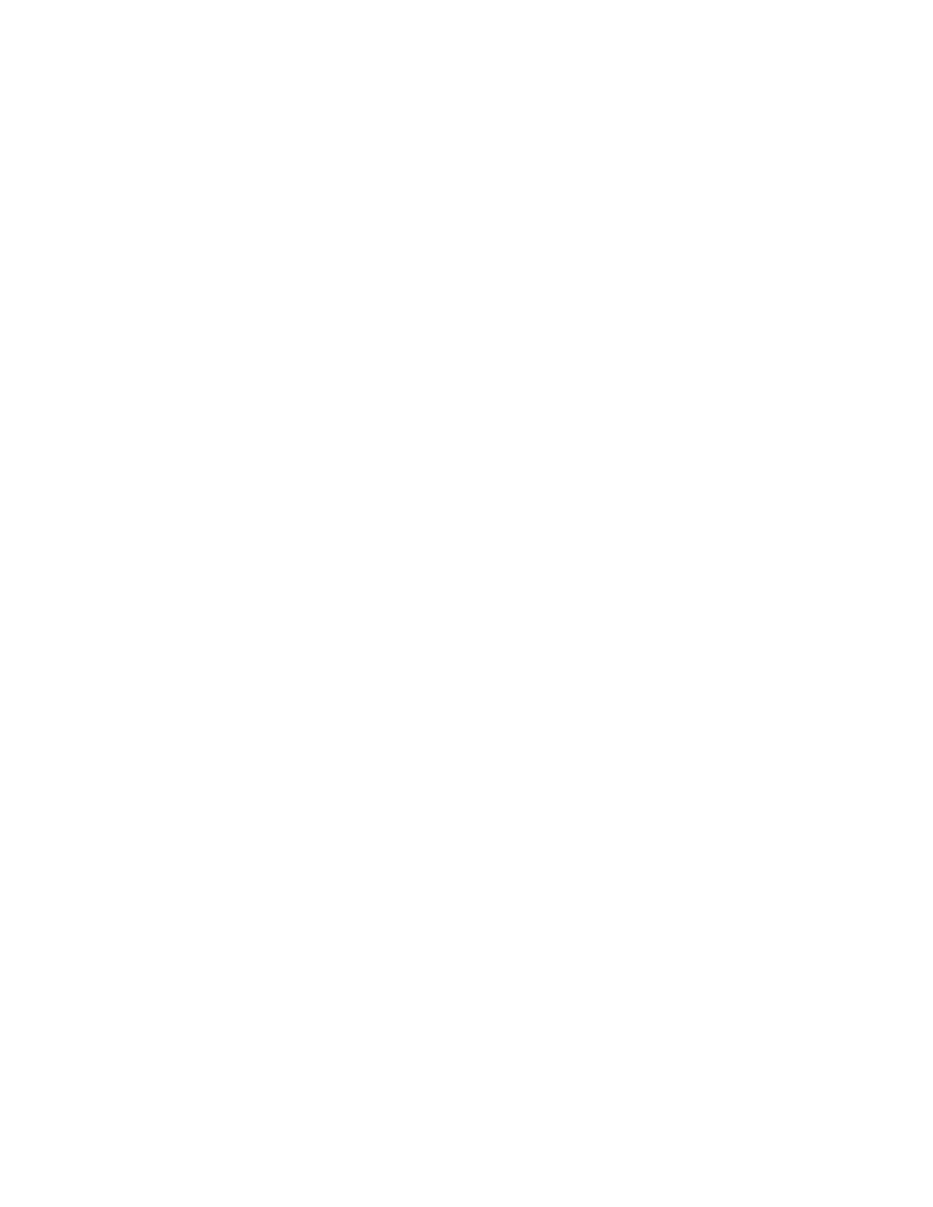## **AGENDA**

**Rogue Valley Metropolitan Planning Organization Public Advisory Council**



*Date: Tuesday, July 17, 2018*

*Time: 5:30 p.m.*

*Location: Jefferson Conference Room RVCOG, 155 N. 1st Street, Central Point Transit: served by RVTD Route #40*

*Contact: Stephanie Thune, RVCOG: 541-423-1368 RVMPO website: [www.rvmpo.org](http://www.rvmpo.org/)*

| 1                   | <b>Call to Order / Introductions / Review Agenda</b>                                                                                                                                                                        | <b>Mike Montero,</b><br><b>Chair</b> |  |
|---------------------|-----------------------------------------------------------------------------------------------------------------------------------------------------------------------------------------------------------------------------|--------------------------------------|--|
| $\overline{2}$      | <b>Review / Approve Minutes</b>                                                                                                                                                                                             | <b>Chair</b>                         |  |
| Attachment          | #1   RVMPO PAC Draft Minutes 180515                                                                                                                                                                                         |                                      |  |
| 3                   | <b>Public Comment</b><br><i>*Three minute limit for each speaker</i>                                                                                                                                                        | <b>Chair</b>                         |  |
| <b>Action Items</b> |                                                                                                                                                                                                                             |                                      |  |
| 4                   | <b>Public Participation Plan</b>                                                                                                                                                                                            | <b>Ryan MacLaren</b>                 |  |
| Background          | The RVMPO Public Involvement Plan was updated and adopted by the Policy<br>Committee in May 2014. Staff reviewed the current plan and made some<br>revisions. Proposed revisions to the attached plan are in track changes. |                                      |  |
| <b>Attachments</b>  | $#2$ Revised Public Participation Plan                                                                                                                                                                                      |                                      |  |
| Action<br>Requested | Review and discuss the draft revised plan and recommend approval of the revised<br>plan to the Policy Committee.                                                                                                            |                                      |  |